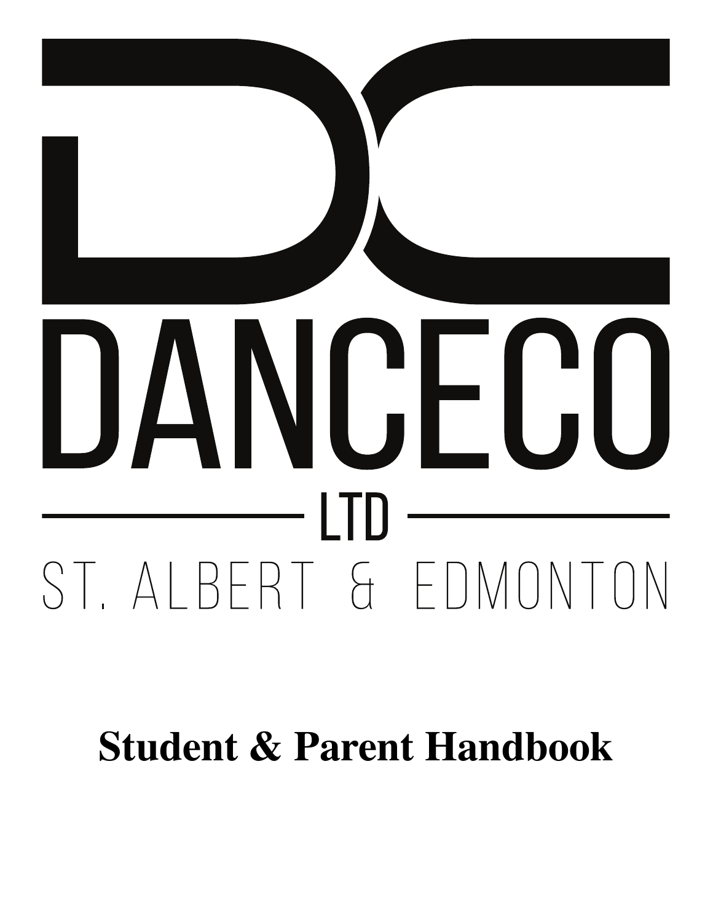# DANCECO

LTD

ST. ALBERT & EDMONTON

## Student & Parent Handbook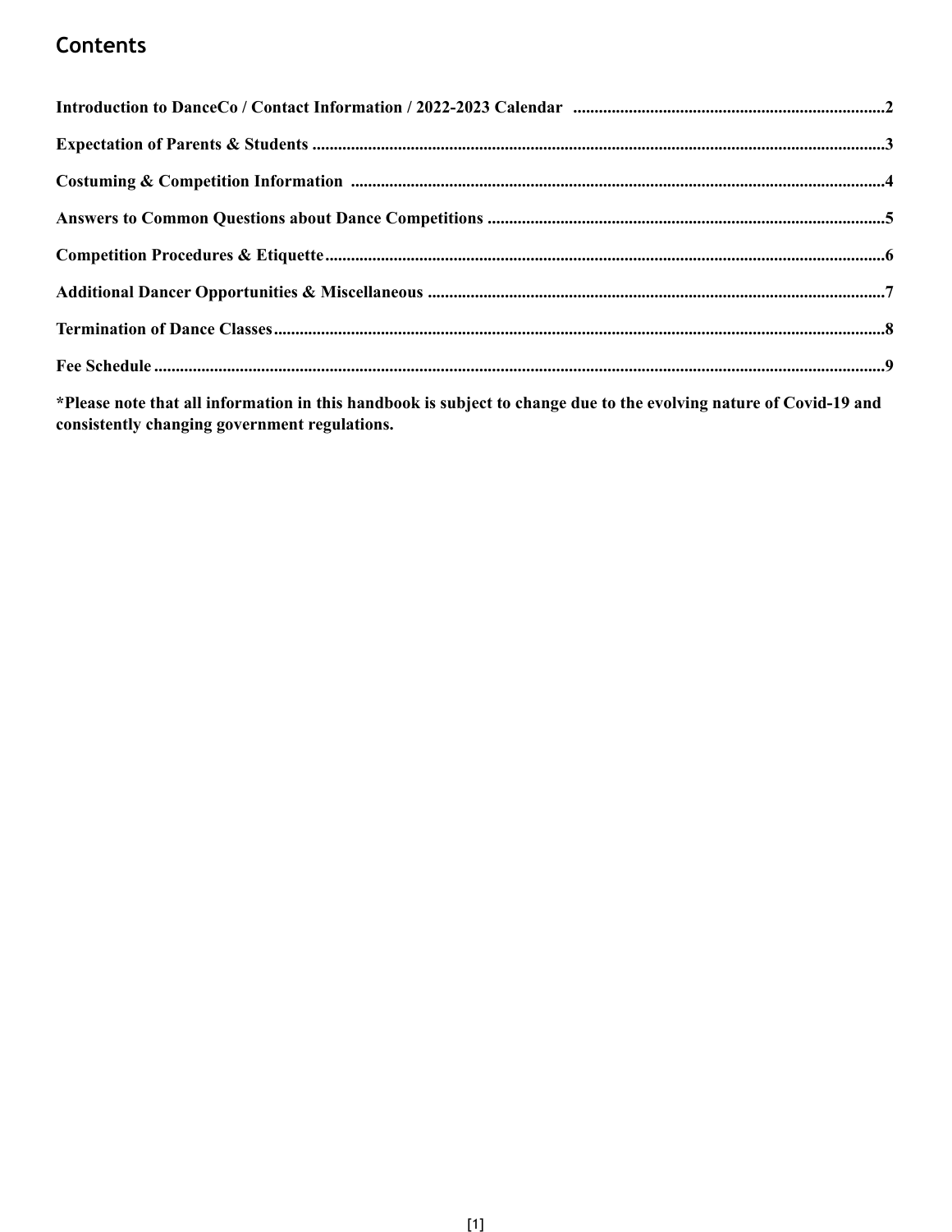## Contents

**Introduction to DanceCo / Contact Information / 2022-2023 Calendar** ........ 2

**Expectation of Parents & Students** ........ 3

**Costuming & Competition Information** ........ 4

**Answers to Common Questions about Dance Competitions** ........ 5

**Competition Procedures & Etiquette** ........ 6

**Additional Dancer Opportunities & Miscellaneous** ........ 7

**Termination of Dance Classes** ........ 8

**Fee Schedule** ........ 9

**\*Please note that all information in this handbook is subject to change due to the evolving nature of Covid-19 and consistently changing government regulations.**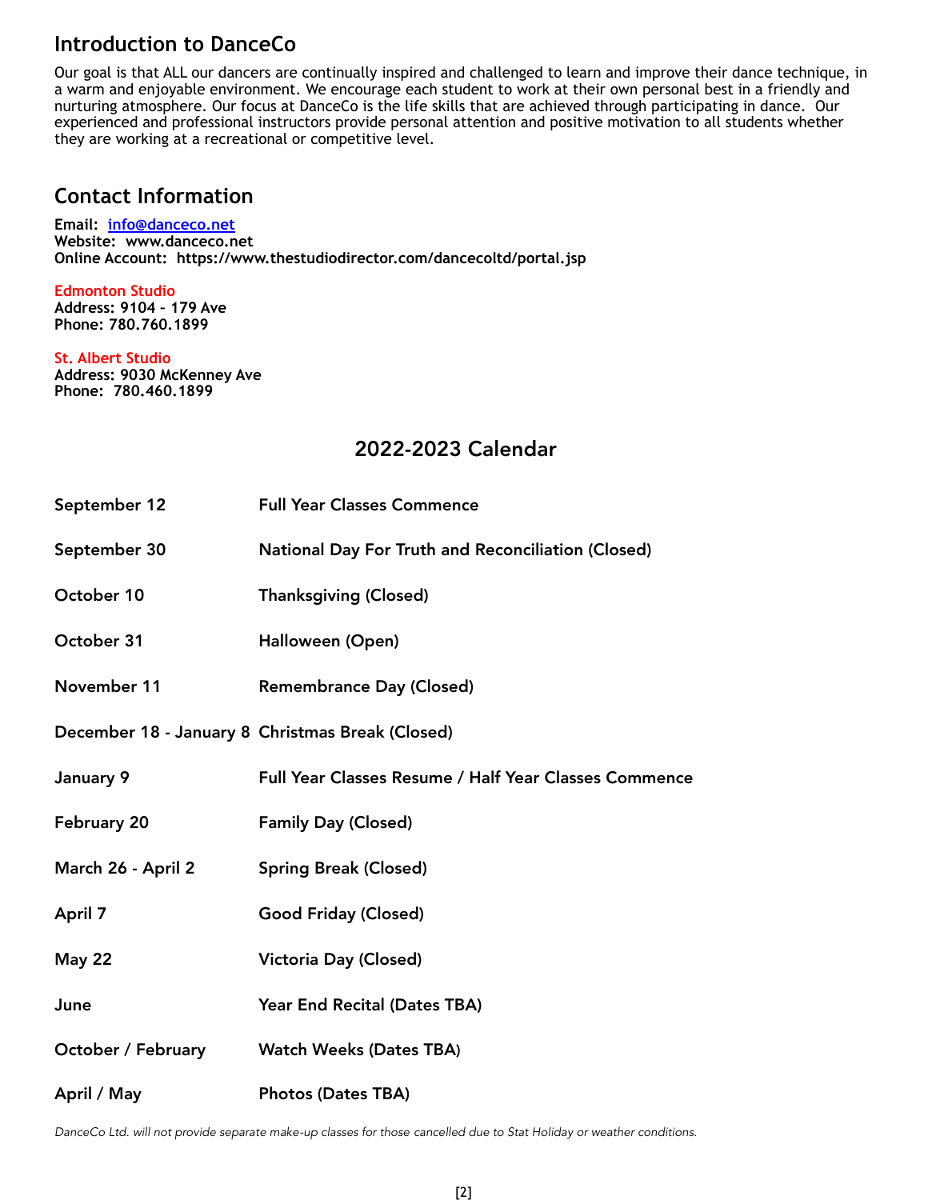## Introduction to DanceCo

Our goal is that ALL our dancers are continually inspired and challenged to learn and improve their dance technique, in a warm and enjoyable environment. We encourage each student to work at their own personal best in a friendly and nurturing atmosphere. Our focus at DanceCo is the life skills that are achieved through participating in dance. Our experienced and professional instructors provide personal attention and positive motivation to all students whether they are working at a recreational or competitive level.

## Contact Information

**Email: info@danceco.net**
**Website: www.danceco.net**
**Online Account: https://www.thestudiodirector.com/dancecoltd/portal.jsp**

**Edmonton Studio**
**Address: 9104 – 179 Ave**
**Phone: 780.760.1899**

**St. Albert Studio**
**Address: 9030 McKenney Ave**
**Phone: 780.460.1899**

## 2022-2023 Calendar

| | |
|---|---|
| September 12 | Full Year Classes Commence |
| September 30 | National Day For Truth and Reconciliation (Closed) |
| October 10 | Thanksgiving (Closed) |
| October 31 | Halloween (Open) |
| November 11 | Remembrance Day (Closed) |
| December 18 - January 8 | Christmas Break (Closed) |
| January 9 | Full Year Classes Resume / Half Year Classes Commence |
| February 20 | Family Day (Closed) |
| March 26 - April 2 | Spring Break (Closed) |
| April 7 | Good Friday (Closed) |
| May 22 | Victoria Day (Closed) |
| June | Year End Recital (Dates TBA) |
| October / February | Watch Weeks (Dates TBA) |
| April / May | Photos (Dates TBA) |

*DanceCo Ltd. will not provide separate make-up classes for those cancelled due to Stat Holiday or weather conditions.*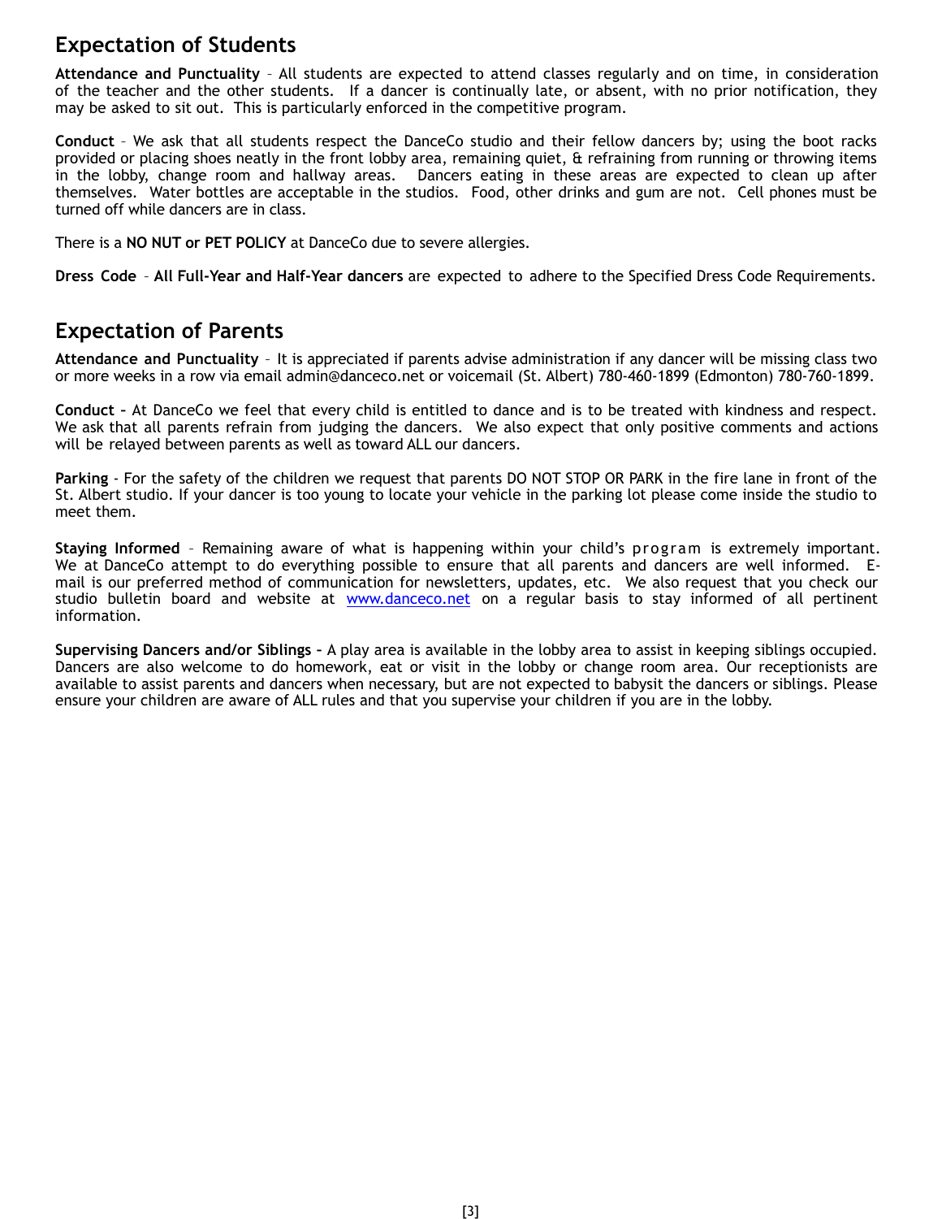## Expectation of Students

**Attendance and Punctuality** – All students are expected to attend classes regularly and on time, in consideration of the teacher and the other students. If a dancer is continually late, or absent, with no prior notification, they may be asked to sit out. This is particularly enforced in the competitive program.

**Conduct** – We ask that all students respect the DanceCo studio and their fellow dancers by; using the boot racks provided or placing shoes neatly in the front lobby area, remaining quiet, & refraining from running or throwing items in the lobby, change room and hallway areas. Dancers eating in these areas are expected to clean up after themselves. Water bottles are acceptable in the studios. Food, other drinks and gum are not. Cell phones must be turned off while dancers are in class.

There is a **NO NUT or PET POLICY** at DanceCo due to severe allergies.

**Dress Code** – **All Full-Year and Half-Year dancers** are expected to adhere to the Specified Dress Code Requirements.

## Expectation of Parents

**Attendance and Punctuality** – It is appreciated if parents advise administration if any dancer will be missing class two or more weeks in a row via email admin@danceco.net or voicemail (St. Albert) 780-460-1899 (Edmonton) 780-760-1899.

**Conduct –** At DanceCo we feel that every child is entitled to dance and is to be treated with kindness and respect. We ask that all parents refrain from judging the dancers. We also expect that only positive comments and actions will be relayed between parents as well as toward ALL our dancers.

**Parking** - For the safety of the children we request that parents DO NOT STOP OR PARK in the fire lane in front of the St. Albert studio. If your dancer is too young to locate your vehicle in the parking lot please come inside the studio to meet them.

**Staying Informed** – Remaining aware of what is happening within your child's program is extremely important. We at DanceCo attempt to do everything possible to ensure that all parents and dancers are well informed. E-mail is our preferred method of communication for newsletters, updates, etc. We also request that you check our studio bulletin board and website at [www.danceco.net](http://www.danceco.net) on a regular basis to stay informed of all pertinent information.

**Supervising Dancers and/or Siblings –** A play area is available in the lobby area to assist in keeping siblings occupied. Dancers are also welcome to do homework, eat or visit in the lobby or change room area. Our receptionists are available to assist parents and dancers when necessary, but are not expected to babysit the dancers or siblings. Please ensure your children are aware of ALL rules and that you supervise your children if you are in the lobby.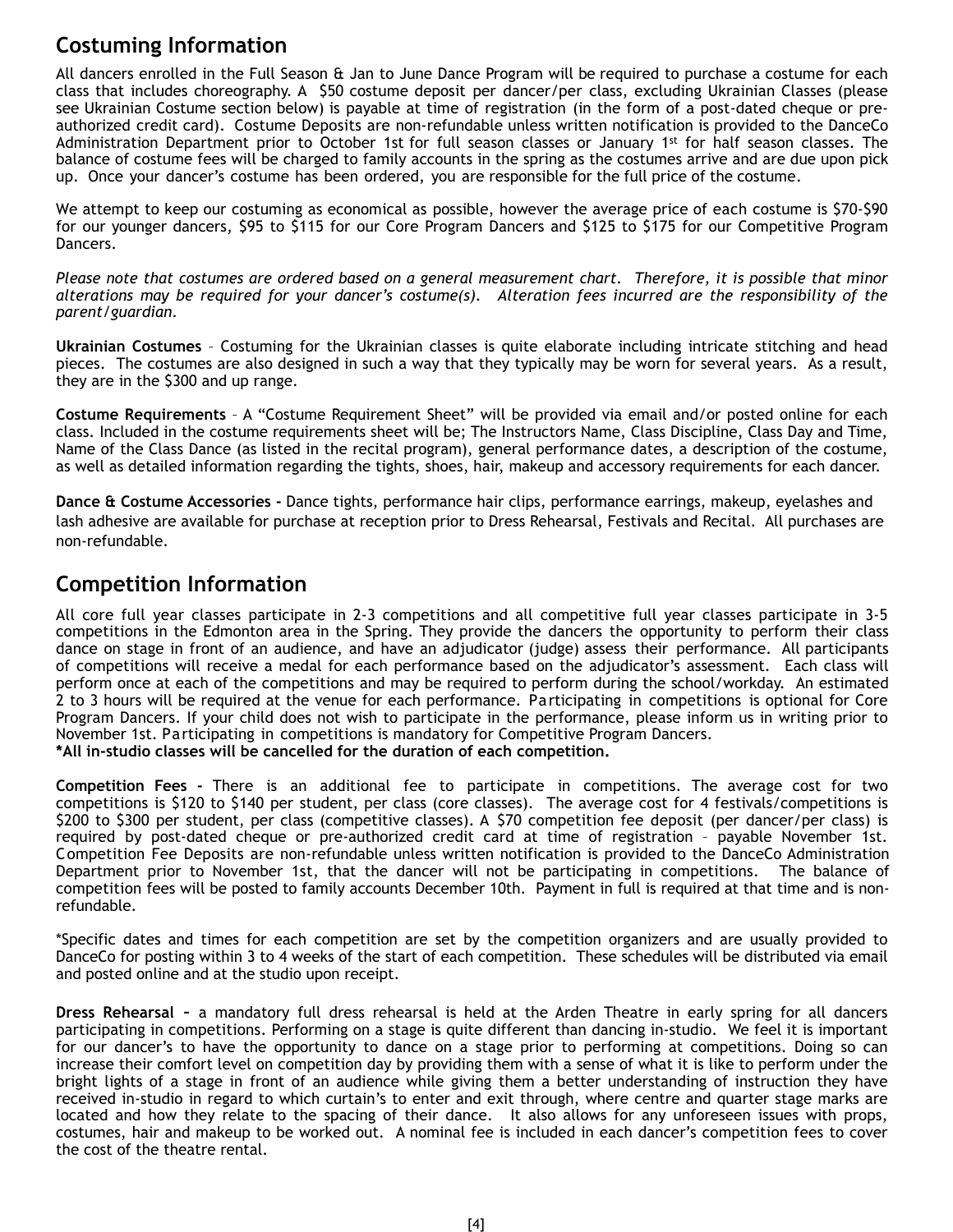## Costuming Information

All dancers enrolled in the Full Season & Jan to June Dance Program will be required to purchase a costume for each class that includes choreography. A $50 costume deposit per dancer/per class, excluding Ukrainian Classes (please see Ukrainian Costume section below) is payable at time of registration (in the form of a post-dated cheque or pre-authorized credit card). Costume Deposits are non-refundable unless written notification is provided to the DanceCo Administration Department prior to October 1st for full season classes or January 1st for half season classes. The balance of costume fees will be charged to family accounts in the spring as the costumes arrive and are due upon pick up. Once your dancer's costume has been ordered, you are responsible for the full price of the costume.

We attempt to keep our costuming as economical as possible, however the average price of each costume is $70-$90 for our younger dancers, $95 to $115 for our Core Program Dancers and $125 to $175 for our Competitive Program Dancers.

*Please note that costumes are ordered based on a general measurement chart. Therefore, it is possible that minor alterations may be required for your dancer's costume(s). Alteration fees incurred are the responsibility of the parent/guardian.*

**Ukrainian Costumes** – Costuming for the Ukrainian classes is quite elaborate including intricate stitching and head pieces. The costumes are also designed in such a way that they typically may be worn for several years. As a result, they are in the $300 and up range.

**Costume Requirements** – A "Costume Requirement Sheet" will be provided via email and/or posted online for each class. Included in the costume requirements sheet will be; The Instructors Name, Class Discipline, Class Day and Time, Name of the Class Dance (as listed in the recital program), general performance dates, a description of the costume, as well as detailed information regarding the tights, shoes, hair, makeup and accessory requirements for each dancer.

**Dance & Costume Accessories -** Dance tights, performance hair clips, performance earrings, makeup, eyelashes and lash adhesive are available for purchase at reception prior to Dress Rehearsal, Festivals and Recital. All purchases are non-refundable.

## Competition Information

All core full year classes participate in 2-3 competitions and all competitive full year classes participate in 3-5 competitions in the Edmonton area in the Spring. They provide the dancers the opportunity to perform their class dance on stage in front of an audience, and have an adjudicator (judge) assess their performance. All participants of competitions will receive a medal for each performance based on the adjudicator's assessment. Each class will perform once at each of the competitions and may be required to perform during the school/workday. An estimated 2 to 3 hours will be required at the venue for each performance. Participating in competitions is optional for Core Program Dancers. If your child does not wish to participate in the performance, please inform us in writing prior to November 1st. Participating in competitions is mandatory for Competitive Program Dancers.
**\*All in-studio classes will be cancelled for the duration of each competition.**

**Competition Fees -** There is an additional fee to participate in competitions. The average cost for two competitions is $120 to $140 per student, per class (core classes). The average cost for 4 festivals/competitions is $200 to $300 per student, per class (competitive classes). A $70 competition fee deposit (per dancer/per class) is required by post-dated cheque or pre-authorized credit card at time of registration – payable November 1st. Competition Fee Deposits are non-refundable unless written notification is provided to the DanceCo Administration Department prior to November 1st, that the dancer will not be participating in competitions. The balance of competition fees will be posted to family accounts December 10th. Payment in full is required at that time and is non-refundable.

\*Specific dates and times for each competition are set by the competition organizers and are usually provided to DanceCo for posting within 3 to 4 weeks of the start of each competition. These schedules will be distributed via email and posted online and at the studio upon receipt.

**Dress Rehearsal –** a mandatory full dress rehearsal is held at the Arden Theatre in early spring for all dancers participating in competitions. Performing on a stage is quite different than dancing in-studio. We feel it is important for our dancer's to have the opportunity to dance on a stage prior to performing at competitions. Doing so can increase their comfort level on competition day by providing them with a sense of what it is like to perform under the bright lights of a stage in front of an audience while giving them a better understanding of instruction they have received in-studio in regard to which curtain's to enter and exit through, where centre and quarter stage marks are located and how they relate to the spacing of their dance. It also allows for any unforeseen issues with props, costumes, hair and makeup to be worked out. A nominal fee is included in each dancer's competition fees to cover the cost of the theatre rental.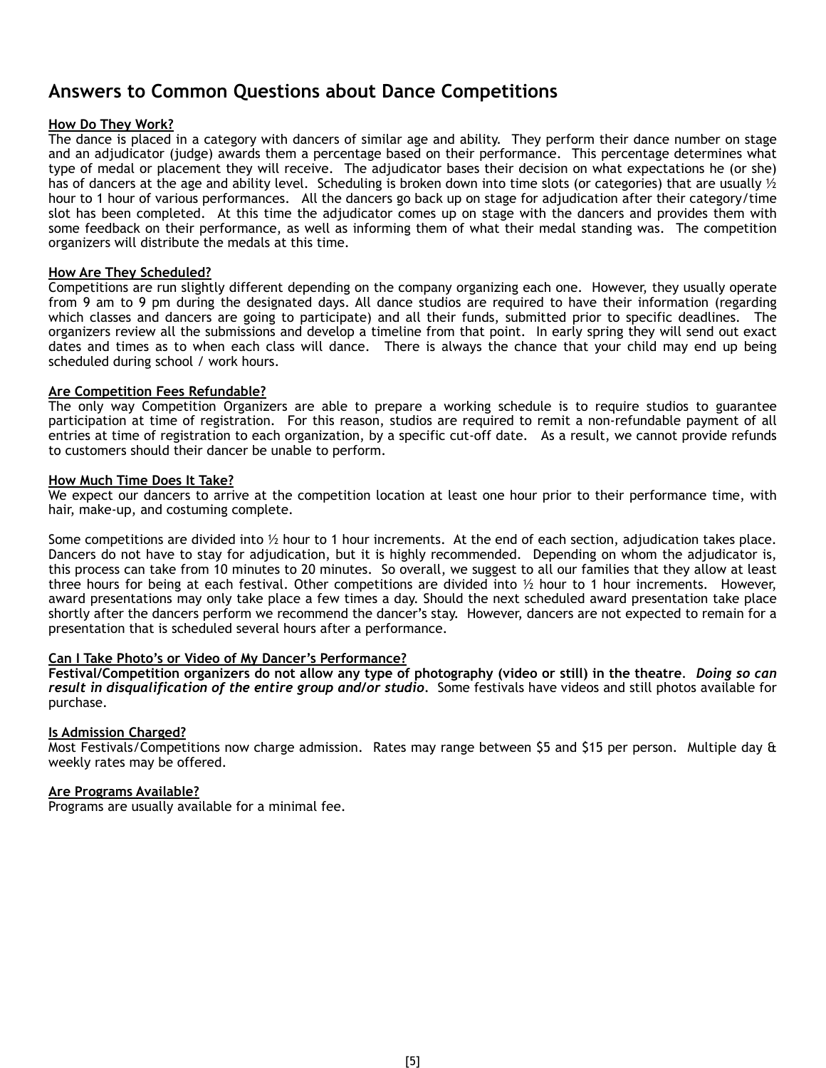# Answers to Common Questions about Dance Competitions

**How Do They Work?**

The dance is placed in a category with dancers of similar age and ability. They perform their dance number on stage and an adjudicator (judge) awards them a percentage based on their performance. This percentage determines what type of medal or placement they will receive. The adjudicator bases their decision on what expectations he (or she) has of dancers at the age and ability level. Scheduling is broken down into time slots (or categories) that are usually ½ hour to 1 hour of various performances. All the dancers go back up on stage for adjudication after their category/time slot has been completed. At this time the adjudicator comes up on stage with the dancers and provides them with some feedback on their performance, as well as informing them of what their medal standing was. The competition organizers will distribute the medals at this time.

**How Are They Scheduled?**

Competitions are run slightly different depending on the company organizing each one. However, they usually operate from 9 am to 9 pm during the designated days. All dance studios are required to have their information (regarding which classes and dancers are going to participate) and all their funds, submitted prior to specific deadlines. The organizers review all the submissions and develop a timeline from that point. In early spring they will send out exact dates and times as to when each class will dance. There is always the chance that your child may end up being scheduled during school / work hours.

**Are Competition Fees Refundable?**

The only way Competition Organizers are able to prepare a working schedule is to require studios to guarantee participation at time of registration. For this reason, studios are required to remit a non-refundable payment of all entries at time of registration to each organization, by a specific cut-off date. As a result, we cannot provide refunds to customers should their dancer be unable to perform.

**How Much Time Does It Take?**

We expect our dancers to arrive at the competition location at least one hour prior to their performance time, with hair, make-up, and costuming complete.

Some competitions are divided into ½ hour to 1 hour increments. At the end of each section, adjudication takes place. Dancers do not have to stay for adjudication, but it is highly recommended. Depending on whom the adjudicator is, this process can take from 10 minutes to 20 minutes. So overall, we suggest to all our families that they allow at least three hours for being at each festival. Other competitions are divided into ½ hour to 1 hour increments. However, award presentations may only take place a few times a day. Should the next scheduled award presentation take place shortly after the dancers perform we recommend the dancer's stay. However, dancers are not expected to remain for a presentation that is scheduled several hours after a performance.

**Can I Take Photo's or Video of My Dancer's Performance?**

**Festival/Competition organizers do not allow any type of photography (video or still) in the theatre**. ***Doing so can result in disqualification of the entire group and/or studio***. Some festivals have videos and still photos available for purchase.

**Is Admission Charged?**

Most Festivals/Competitions now charge admission. Rates may range between $5 and $15 per person. Multiple day & weekly rates may be offered.

**Are Programs Available?**

Programs are usually available for a minimal fee.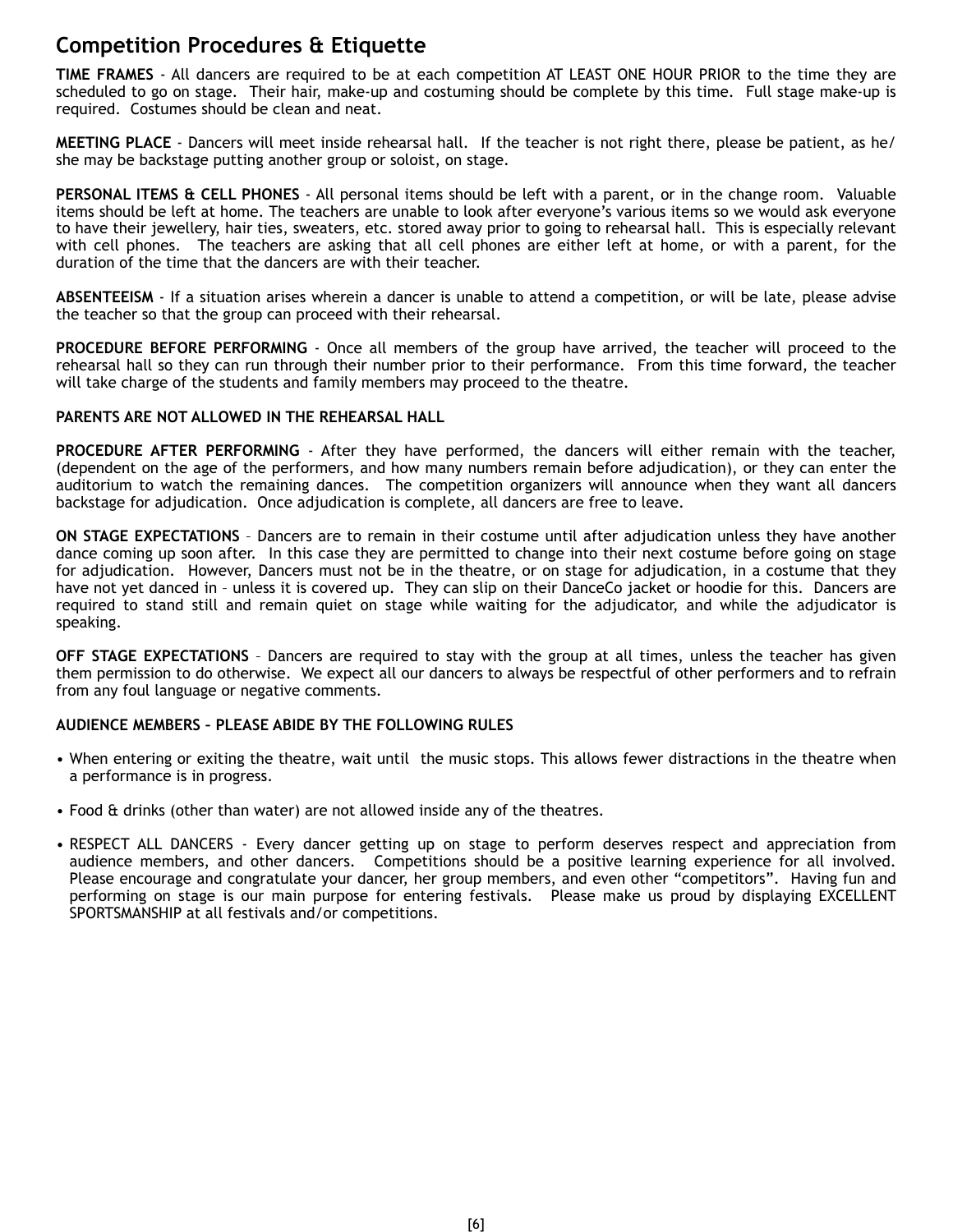# Competition Procedures & Etiquette

**TIME FRAMES** - All dancers are required to be at each competition AT LEAST ONE HOUR PRIOR to the time they are scheduled to go on stage. Their hair, make-up and costuming should be complete by this time. Full stage make-up is required. Costumes should be clean and neat.

**MEETING PLACE** - Dancers will meet inside rehearsal hall. If the teacher is not right there, please be patient, as he/she may be backstage putting another group or soloist, on stage.

**PERSONAL ITEMS & CELL PHONES** - All personal items should be left with a parent, or in the change room. Valuable items should be left at home. The teachers are unable to look after everyone's various items so we would ask everyone to have their jewellery, hair ties, sweaters, etc. stored away prior to going to rehearsal hall. This is especially relevant with cell phones. The teachers are asking that all cell phones are either left at home, or with a parent, for the duration of the time that the dancers are with their teacher.

**ABSENTEEISM** - If a situation arises wherein a dancer is unable to attend a competition, or will be late, please advise the teacher so that the group can proceed with their rehearsal.

**PROCEDURE BEFORE PERFORMING** - Once all members of the group have arrived, the teacher will proceed to the rehearsal hall so they can run through their number prior to their performance. From this time forward, the teacher will take charge of the students and family members may proceed to the theatre.

**PARENTS ARE NOT ALLOWED IN THE REHEARSAL HALL**

**PROCEDURE AFTER PERFORMING** - After they have performed, the dancers will either remain with the teacher, (dependent on the age of the performers, and how many numbers remain before adjudication), or they can enter the auditorium to watch the remaining dances. The competition organizers will announce when they want all dancers backstage for adjudication. Once adjudication is complete, all dancers are free to leave.

**ON STAGE EXPECTATIONS** – Dancers are to remain in their costume until after adjudication unless they have another dance coming up soon after. In this case they are permitted to change into their next costume before going on stage for adjudication. However, Dancers must not be in the theatre, or on stage for adjudication, in a costume that they have not yet danced in – unless it is covered up. They can slip on their DanceCo jacket or hoodie for this. Dancers are required to stand still and remain quiet on stage while waiting for the adjudicator, and while the adjudicator is speaking.

**OFF STAGE EXPECTATIONS** – Dancers are required to stay with the group at all times, unless the teacher has given them permission to do otherwise. We expect all our dancers to always be respectful of other performers and to refrain from any foul language or negative comments.

**AUDIENCE MEMBERS – PLEASE ABIDE BY THE FOLLOWING RULES**

- When entering or exiting the theatre, wait until the music stops. This allows fewer distractions in the theatre when a performance is in progress.
- Food & drinks (other than water) are not allowed inside any of the theatres.
- RESPECT ALL DANCERS - Every dancer getting up on stage to perform deserves respect and appreciation from audience members, and other dancers. Competitions should be a positive learning experience for all involved. Please encourage and congratulate your dancer, her group members, and even other "competitors". Having fun and performing on stage is our main purpose for entering festivals. Please make us proud by displaying EXCELLENT SPORTSMANSHIP at all festivals and/or competitions.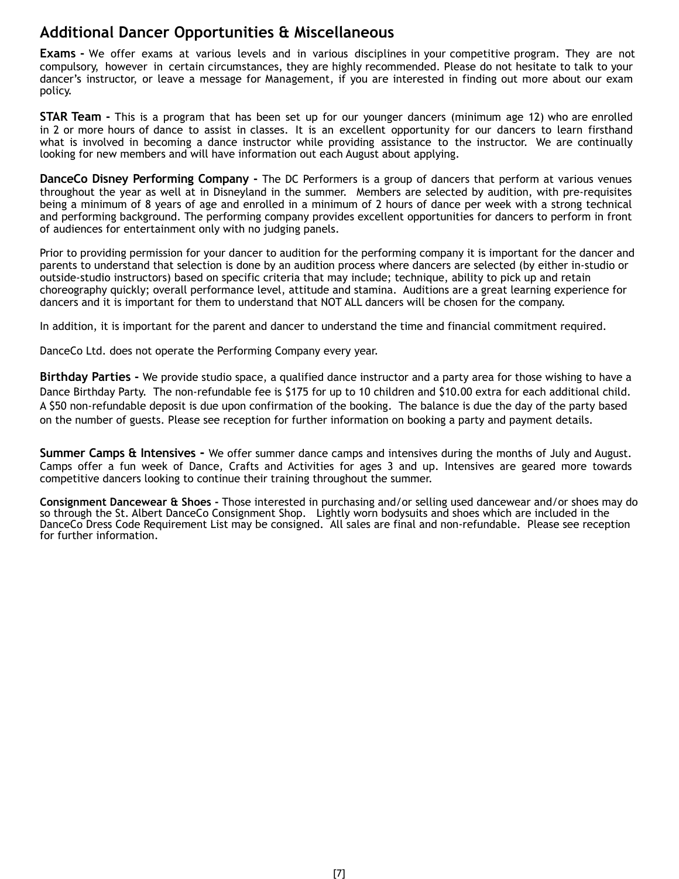## Additional Dancer Opportunities & Miscellaneous

**Exams -** We offer exams at various levels and in various disciplines in your competitive program. They are not compulsory, however in certain circumstances, they are highly recommended. Please do not hesitate to talk to your dancer's instructor, or leave a message for Management, if you are interested in finding out more about our exam policy.

**STAR Team -** This is a program that has been set up for our younger dancers (minimum age 12) who are enrolled in 2 or more hours of dance to assist in classes. It is an excellent opportunity for our dancers to learn firsthand what is involved in becoming a dance instructor while providing assistance to the instructor. We are continually looking for new members and will have information out each August about applying.

**DanceCo Disney Performing Company -** The DC Performers is a group of dancers that perform at various venues throughout the year as well at in Disneyland in the summer. Members are selected by audition, with pre-requisites being a minimum of 8 years of age and enrolled in a minimum of 2 hours of dance per week with a strong technical and performing background. The performing company provides excellent opportunities for dancers to perform in front of audiences for entertainment only with no judging panels.

Prior to providing permission for your dancer to audition for the performing company it is important for the dancer and parents to understand that selection is done by an audition process where dancers are selected (by either in-studio or outside-studio instructors) based on specific criteria that may include; technique, ability to pick up and retain choreography quickly; overall performance level, attitude and stamina. Auditions are a great learning experience for dancers and it is important for them to understand that NOT ALL dancers will be chosen for the company.

In addition, it is important for the parent and dancer to understand the time and financial commitment required.

DanceCo Ltd. does not operate the Performing Company every year.

**Birthday Parties -** We provide studio space, a qualified dance instructor and a party area for those wishing to have a Dance Birthday Party. The non-refundable fee is $175 for up to 10 children and $10.00 extra for each additional child. A $50 non-refundable deposit is due upon confirmation of the booking. The balance is due the day of the party based on the number of guests. Please see reception for further information on booking a party and payment details.

**Summer Camps & Intensives -** We offer summer dance camps and intensives during the months of July and August. Camps offer a fun week of Dance, Crafts and Activities for ages 3 and up. Intensives are geared more towards competitive dancers looking to continue their training throughout the summer.

**Consignment Dancewear & Shoes -** Those interested in purchasing and/or selling used dancewear and/or shoes may do so through the St. Albert DanceCo Consignment Shop. Lightly worn bodysuits and shoes which are included in the DanceCo Dress Code Requirement List may be consigned. All sales are final and non-refundable. Please see reception for further information.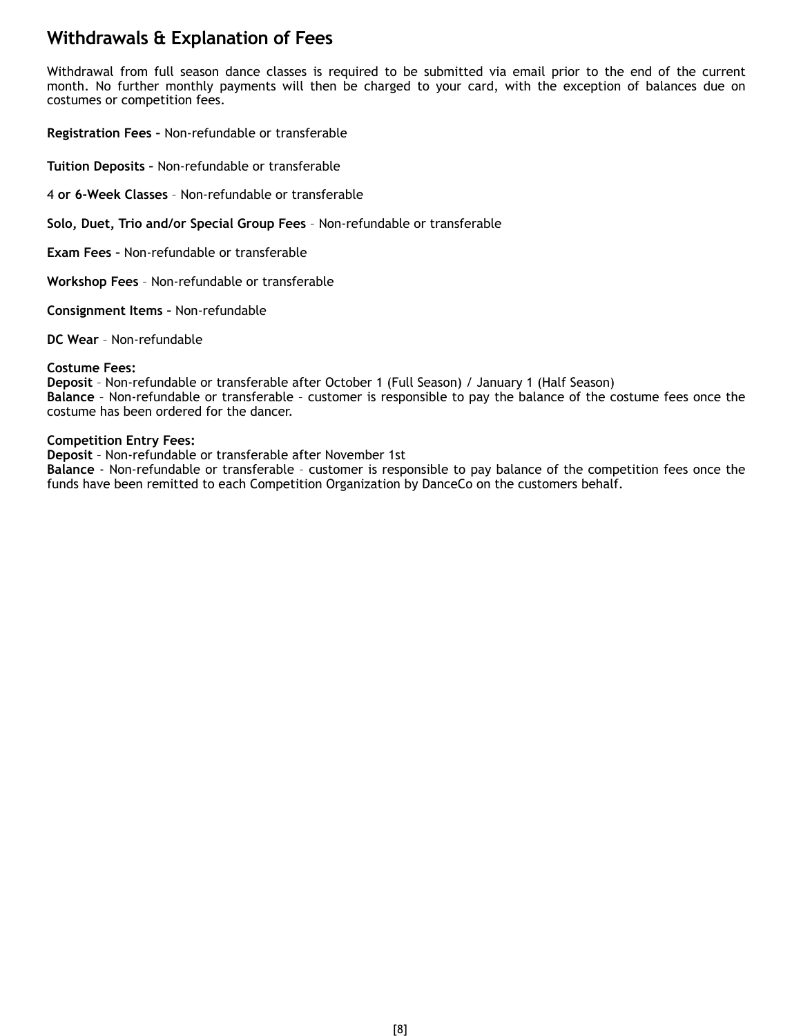## Withdrawals & Explanation of Fees

Withdrawal from full season dance classes is required to be submitted via email prior to the end of the current month. No further monthly payments will then be charged to your card, with the exception of balances due on costumes or competition fees.

**Registration Fees –** Non-refundable or transferable

**Tuition Deposits –** Non-refundable or transferable

4 **or 6-Week Classes** – Non-refundable or transferable

**Solo, Duet, Trio and/or Special Group Fees** – Non-refundable or transferable

**Exam Fees –** Non-refundable or transferable

**Workshop Fees** – Non-refundable or transferable

**Consignment Items –** Non-refundable

**DC Wear** – Non-refundable

**Costume Fees:**
**Deposit** – Non-refundable or transferable after October 1 (Full Season) / January 1 (Half Season)
**Balance** – Non-refundable or transferable – customer is responsible to pay the balance of the costume fees once the costume has been ordered for the dancer.

**Competition Entry Fees:**
**Deposit** – Non-refundable or transferable after November 1st
**Balance** - Non-refundable or transferable – customer is responsible to pay balance of the competition fees once the funds have been remitted to each Competition Organization by DanceCo on the customers behalf.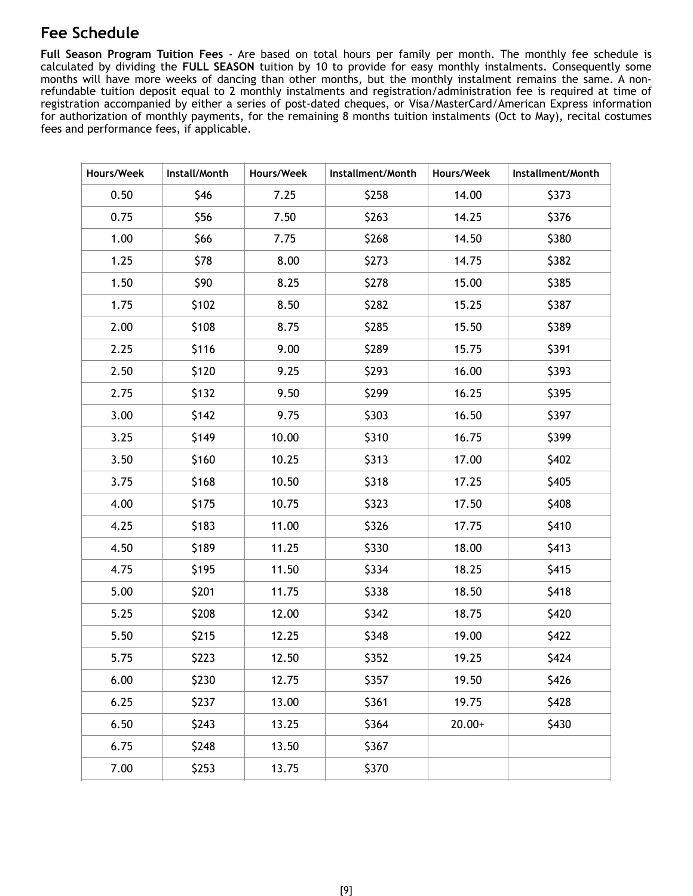## Fee Schedule

**Full Season Program Tuition Fees** - Are based on total hours per family per month. The monthly fee schedule is calculated by dividing the **FULL SEASON** tuition by 10 to provide for easy monthly instalments. Consequently some months will have more weeks of dancing than other months, but the monthly instalment remains the same. A non-refundable tuition deposit equal to 2 monthly instalments and registration/administration fee is required at time of registration accompanied by either a series of post-dated cheques, or Visa/MasterCard/American Express information for authorization of monthly payments, for the remaining 8 months tuition instalments (Oct to May), recital costumes fees and performance fees, if applicable.

| Hours/Week | Install/Month | Hours/Week | Installment/Month | Hours/Week | Installment/Month |
|---|---|---|---|---|---|
| 0.50 | $46 | 7.25 | $258 | 14.00 | $373 |
| 0.75 | $56 | 7.50 | $263 | 14.25 | $376 |
| 1.00 | $66 | 7.75 | $268 | 14.50 | $380 |
| 1.25 | $78 | 8.00 | $273 | 14.75 | $382 |
| 1.50 | $90 | 8.25 | $278 | 15.00 | $385 |
| 1.75 | $102 | 8.50 | $282 | 15.25 | $387 |
| 2.00 | $108 | 8.75 | $285 | 15.50 | $389 |
| 2.25 | $116 | 9.00 | $289 | 15.75 | $391 |
| 2.50 | $120 | 9.25 | $293 | 16.00 | $393 |
| 2.75 | $132 | 9.50 | $299 | 16.25 | $395 |
| 3.00 | $142 | 9.75 | $303 | 16.50 | $397 |
| 3.25 | $149 | 10.00 | $310 | 16.75 | $399 |
| 3.50 | $160 | 10.25 | $313 | 17.00 | $402 |
| 3.75 | $168 | 10.50 | $318 | 17.25 | $405 |
| 4.00 | $175 | 10.75 | $323 | 17.50 | $408 |
| 4.25 | $183 | 11.00 | $326 | 17.75 | $410 |
| 4.50 | $189 | 11.25 | $330 | 18.00 | $413 |
| 4.75 | $195 | 11.50 | $334 | 18.25 | $415 |
| 5.00 | $201 | 11.75 | $338 | 18.50 | $418 |
| 5.25 | $208 | 12.00 | $342 | 18.75 | $420 |
| 5.50 | $215 | 12.25 | $348 | 19.00 | $422 |
| 5.75 | $223 | 12.50 | $352 | 19.25 | $424 |
| 6.00 | $230 | 12.75 | $357 | 19.50 | $426 |
| 6.25 | $237 | 13.00 | $361 | 19.75 | $428 |
| 6.50 | $243 | 13.25 | $364 | 20.00+ | $430 |
| 6.75 | $248 | 13.50 | $367 | | |
| 7.00 | $253 | 13.75 | $370 | | |